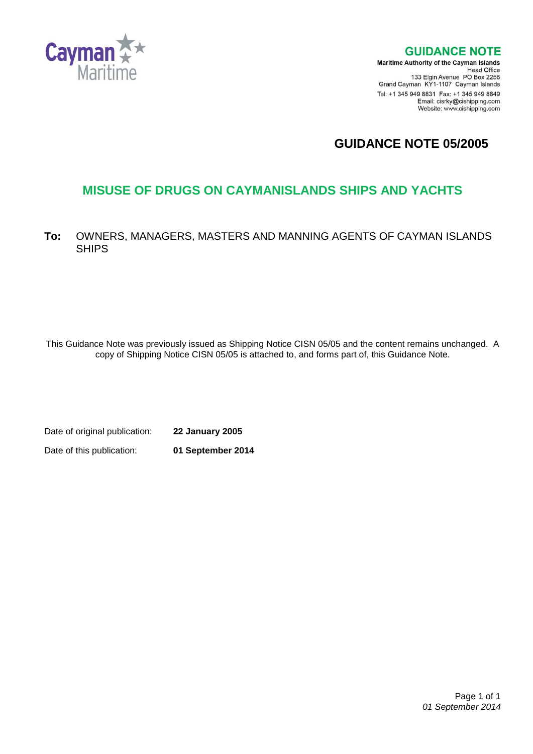**Cayman Maritime**

## GUIDANCE NOTE

**Maritime Authority of the Cayman Islands**
Head Office
133 Elgin Avenue PO Box 2256
Grand Cayman KY1-1107 Cayman Islands
Tel: +1 345 949 8831 Fax: +1 345 949 8849
Email: cisrky@cishipping.com
Website: www.cishipping.com

# GUIDANCE NOTE 05/2005

## MISUSE OF DRUGS ON CAYMANISLANDS SHIPS AND YACHTS

**To:** OWNERS, MANAGERS, MASTERS AND MANNING AGENTS OF CAYMAN ISLANDS SHIPS

This Guidance Note was previously issued as Shipping Notice CISN 05/05 and the content remains unchanged. A copy of Shipping Notice CISN 05/05 is attached to, and forms part of, this Guidance Note.

Date of original publication: **22 January 2005**

Date of this publication: **01 September 2014**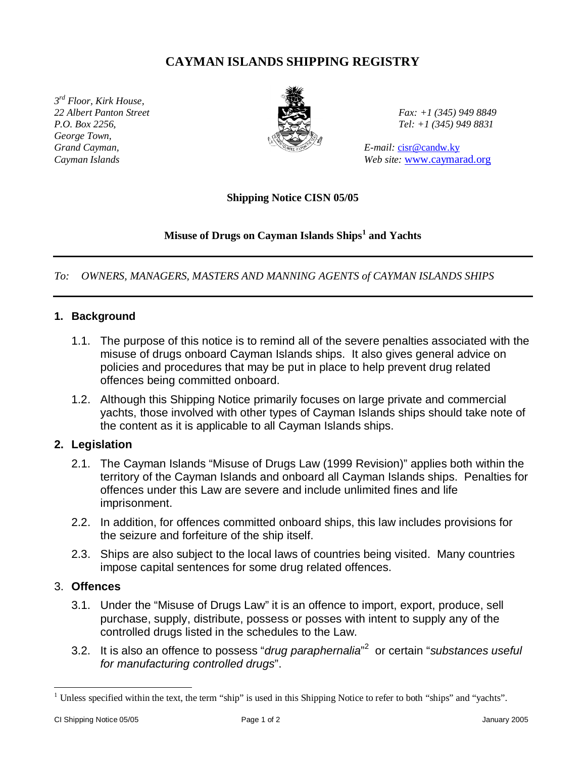# CAYMAN ISLANDS SHIPPING REGISTRY

*3rd Floor, Kirk House,*
*22 Albert Panton Street*
*P.O. Box 2256,*
*George Town,*
*Grand Cayman,*
*Cayman Islands*

*Fax: +1 (345) 949 8849*
*Tel: +1 (345) 949 8831*

*E-mail:* cisr@candw.ky
*Web site:* www.caymarad.org

**Shipping Notice CISN 05/05**

**Misuse of Drugs on Cayman Islands Ships[1] and Yachts**

*To: OWNERS, MANAGERS, MASTERS AND MANNING AGENTS of CAYMAN ISLANDS SHIPS*

## 1. Background

1.1. The purpose of this notice is to remind all of the severe penalties associated with the misuse of drugs onboard Cayman Islands ships. It also gives general advice on policies and procedures that may be put in place to help prevent drug related offences being committed onboard.

1.2. Although this Shipping Notice primarily focuses on large private and commercial yachts, those involved with other types of Cayman Islands ships should take note of the content as it is applicable to all Cayman Islands ships.

## 2. Legislation

2.1. The Cayman Islands "Misuse of Drugs Law (1999 Revision)" applies both within the territory of the Cayman Islands and onboard all Cayman Islands ships. Penalties for offences under this Law are severe and include unlimited fines and life imprisonment.

2.2. In addition, for offences committed onboard ships, this law includes provisions for the seizure and forfeiture of the ship itself.

2.3. Ships are also subject to the local laws of countries being visited. Many countries impose capital sentences for some drug related offences.

## 3. Offences

3.1. Under the "Misuse of Drugs Law" it is an offence to import, export, produce, sell purchase, supply, distribute, possess or posses with intent to supply any of the controlled drugs listed in the schedules to the Law.

3.2. It is also an offence to possess "*drug paraphernalia*"[2] or certain "*substances useful for manufacturing controlled drugs*".

[1] Unless specified within the text, the term "ship" is used in this Shipping Notice to refer to both "ships" and "yachts".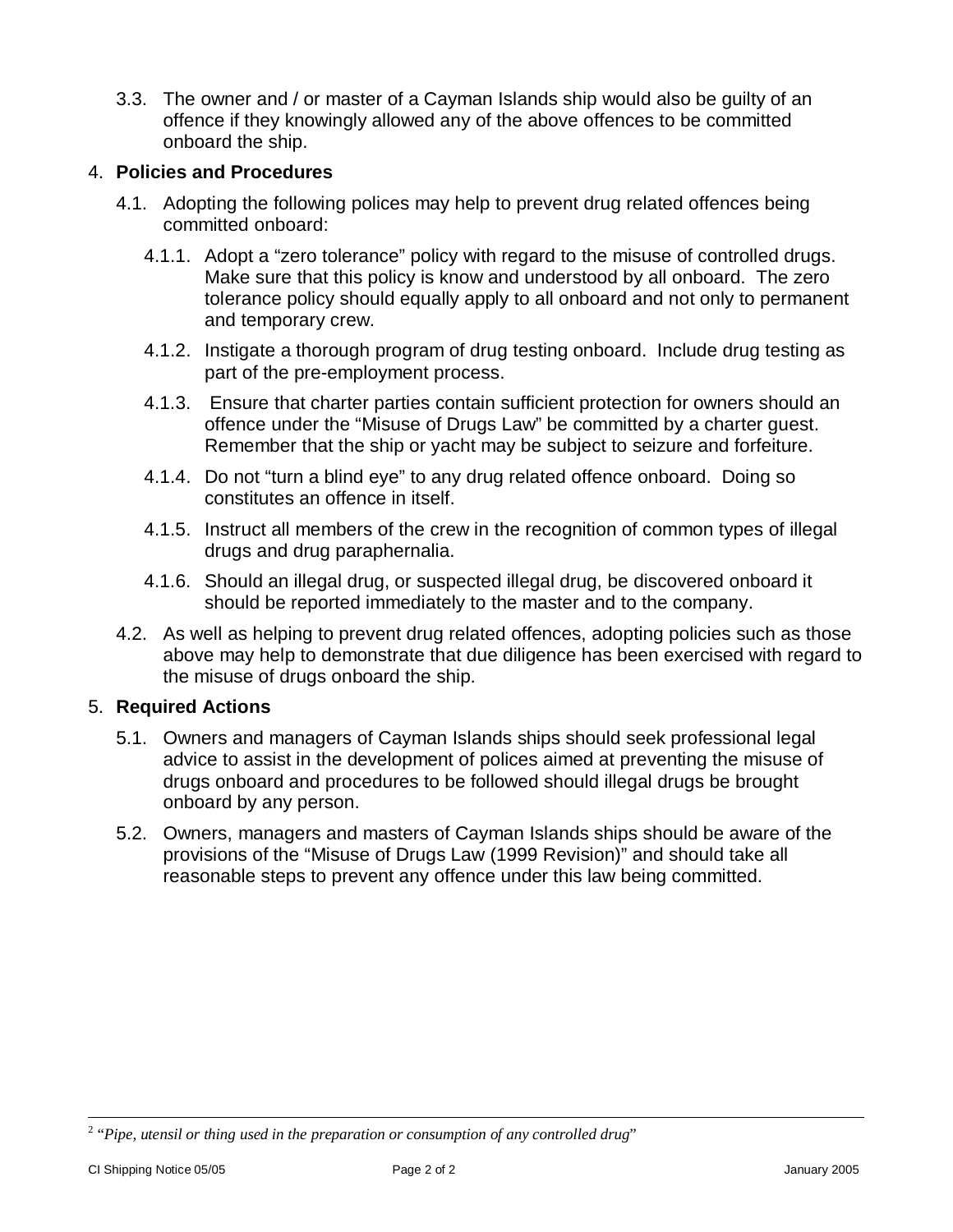3.3. The owner and / or master of a Cayman Islands ship would also be guilty of an offence if they knowingly allowed any of the above offences to be committed onboard the ship.

## 4. **Policies and Procedures**

4.1. Adopting the following polices may help to prevent drug related offences being committed onboard:

4.1.1. Adopt a "zero tolerance" policy with regard to the misuse of controlled drugs. Make sure that this policy is know and understood by all onboard. The zero tolerance policy should equally apply to all onboard and not only to permanent and temporary crew.

4.1.2. Instigate a thorough program of drug testing onboard. Include drug testing as part of the pre-employment process.

4.1.3. Ensure that charter parties contain sufficient protection for owners should an offence under the "Misuse of Drugs Law" be committed by a charter guest. Remember that the ship or yacht may be subject to seizure and forfeiture.

4.1.4. Do not "turn a blind eye" to any drug related offence onboard. Doing so constitutes an offence in itself.

4.1.5. Instruct all members of the crew in the recognition of common types of illegal drugs and drug paraphernalia.

4.1.6. Should an illegal drug, or suspected illegal drug, be discovered onboard it should be reported immediately to the master and to the company.

4.2. As well as helping to prevent drug related offences, adopting policies such as those above may help to demonstrate that due diligence has been exercised with regard to the misuse of drugs onboard the ship.

## 5. **Required Actions**

5.1. Owners and managers of Cayman Islands ships should seek professional legal advice to assist in the development of polices aimed at preventing the misuse of drugs onboard and procedures to be followed should illegal drugs be brought onboard by any person.

5.2. Owners, managers and masters of Cayman Islands ships should be aware of the provisions of the "Misuse of Drugs Law (1999 Revision)" and should take all reasonable steps to prevent any offence under this law being committed.

---

[2] "*Pipe, utensil or thing used in the preparation or consumption of any controlled drug*"